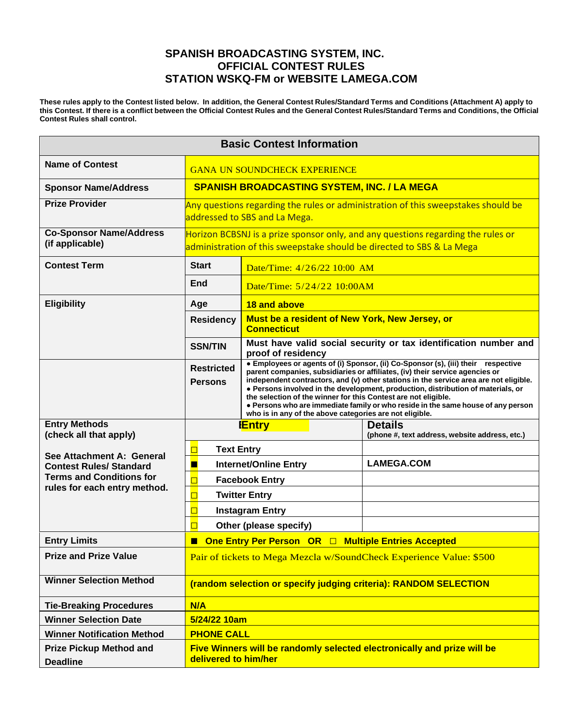# SPANISH BROADCASTING SYSTEM, INC.
# OFFICIAL CONTEST RULES
# STATION WSKQ-FM or WEBSITE LAMEGA.COM

**These rules apply to the Contest listed below. In addition, the General Contest Rules/Standard Terms and Conditions (Attachment A) apply to this Contest. If there is a conflict between the Official Contest Rules and the General Contest Rules/Standard Terms and Conditions, the Official Contest Rules shall control.**

| **Basic Contest Information** | | | |
|---|---|---|---|
| **Name of Contest** | GANA UN SOUNDCHECK EXPERIENCE | | |
| **Sponsor Name/Address** | **SPANISH BROADCASTING SYSTEM, INC. / LA MEGA** | | |
| **Prize Provider** | Any questions regarding the rules or administration of this sweepstakes should be addressed to SBS and La Mega. | | |
| **Co-Sponsor Name/Address (if applicable)** | Horizon BCBSNJ is a prize sponsor only, and any questions regarding the rules or administration of this sweepstake should be directed to SBS & La Mega | | |
| **Contest Term** | **Start** | Date/Time: 4/26/22 10:00 AM | |
| | **End** | Date/Time: 5/24/22 10:00AM | |
| **Eligibility** | **Age** | **18 and above** | |
| | **Residency** | **Must be a resident of New York, New Jersey, or Connecticut** | |
| | **SSN/TIN** | **Must have valid social security or tax identification number and proof of residency** | |
| | **Restricted Persons** | **• Employees or agents of (i) Sponsor, (ii) Co-Sponsor (s), (iii) their respective parent companies, subsidiaries or affiliates, (iv) their service agencies or independent contractors, and (v) other stations in the service area are not eligible. • Persons involved in the development, production, distribution of materials, or the selection of the winner for this Contest are not eligible. • Persons who are immediate family or who reside in the same house of any person who is in any of the above categories are not eligible.** | |
| **Entry Methods (check all that apply)** See Attachment A: General Contest Rules/ Standard Terms and Conditions for rules for each entry method. | **Entry** | | **Details** (phone #, text address, website address, etc.) |
| | ☐ | **Text Entry** | |
| | ■ | **Internet/Online Entry** | **LAMEGA.COM** |
| | ☐ | **Facebook Entry** | |
| | ☐ | **Twitter Entry** | |
| | ☐ | **Instagram Entry** | |
| | ☐ | **Other (please specify)** | |
| **Entry Limits** | **■ One Entry Per Person OR ☐ Multiple Entries Accepted** | | |
| **Prize and Prize Value** | Pair of tickets to Mega Mezcla w/SoundCheck Experience Value: $500 | | |
| **Winner Selection Method** | **(random selection or specify judging criteria): RANDOM SELECTION** | | |
| **Tie-Breaking Procedures** | **N/A** | | |
| **Winner Selection Date** | **5/24/22 10am** | | |
| **Winner Notification Method** | **PHONE CALL** | | |
| **Prize Pickup Method and Deadline** | **Five Winners will be randomly selected electronically and prize will be delivered to him/her** | | |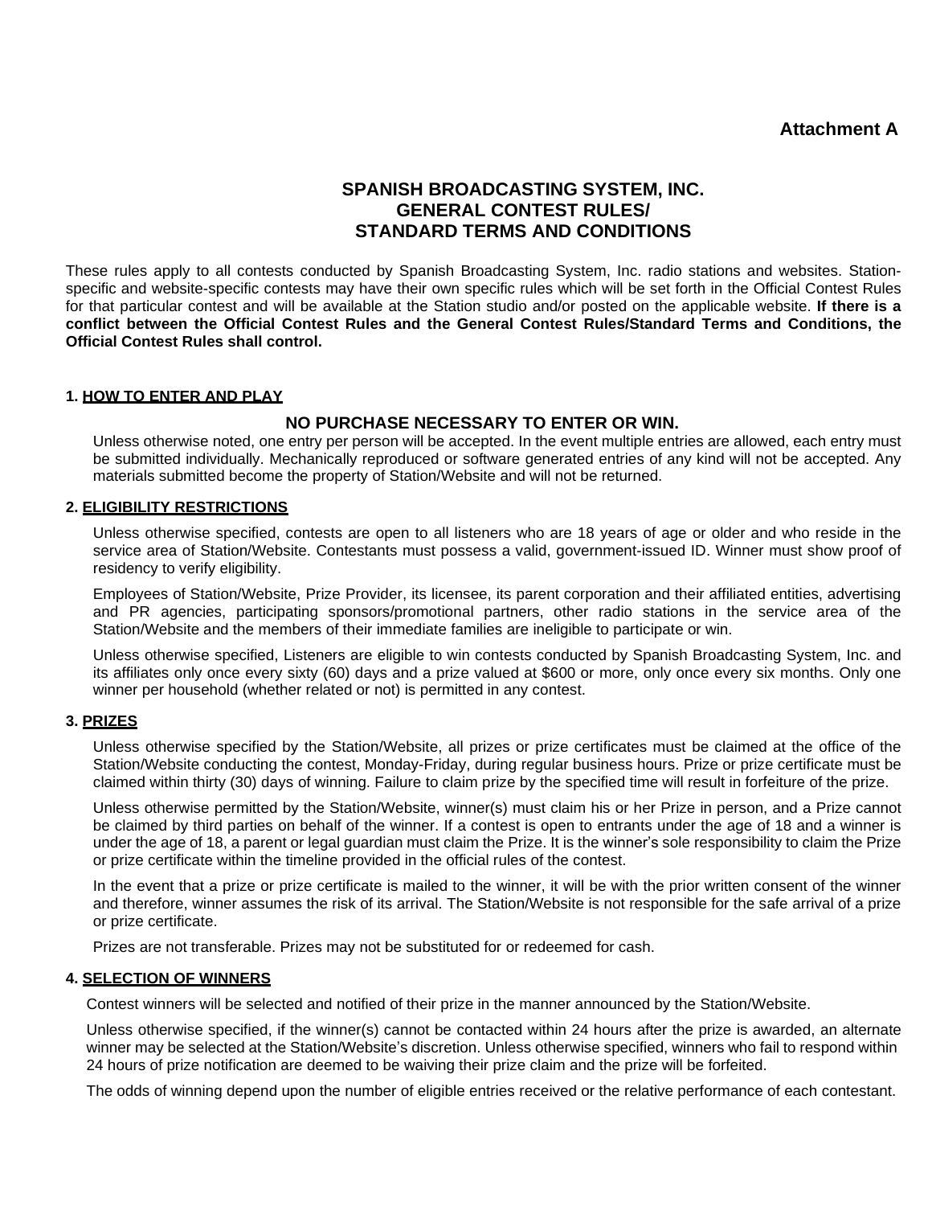**Attachment A**

# SPANISH BROADCASTING SYSTEM, INC.
# GENERAL CONTEST RULES/
# STANDARD TERMS AND CONDITIONS

These rules apply to all contests conducted by Spanish Broadcasting System, Inc. radio stations and websites. Station-specific and website-specific contests may have their own specific rules which will be set forth in the Official Contest Rules for that particular contest and will be available at the Station studio and/or posted on the applicable website. **If there is a conflict between the Official Contest Rules and the General Contest Rules/Standard Terms and Conditions, the Official Contest Rules shall control.**

## 1. HOW TO ENTER AND PLAY

**NO PURCHASE NECESSARY TO ENTER OR WIN.**

Unless otherwise noted, one entry per person will be accepted. In the event multiple entries are allowed, each entry must be submitted individually. Mechanically reproduced or software generated entries of any kind will not be accepted. Any materials submitted become the property of Station/Website and will not be returned.

## 2. ELIGIBILITY RESTRICTIONS

Unless otherwise specified, contests are open to all listeners who are 18 years of age or older and who reside in the service area of Station/Website. Contestants must possess a valid, government-issued ID. Winner must show proof of residency to verify eligibility.

Employees of Station/Website, Prize Provider, its licensee, its parent corporation and their affiliated entities, advertising and PR agencies, participating sponsors/promotional partners, other radio stations in the service area of the Station/Website and the members of their immediate families are ineligible to participate or win.

Unless otherwise specified, Listeners are eligible to win contests conducted by Spanish Broadcasting System, Inc. and its affiliates only once every sixty (60) days and a prize valued at $600 or more, only once every six months. Only one winner per household (whether related or not) is permitted in any contest.

## 3. PRIZES

Unless otherwise specified by the Station/Website, all prizes or prize certificates must be claimed at the office of the Station/Website conducting the contest, Monday-Friday, during regular business hours. Prize or prize certificate must be claimed within thirty (30) days of winning. Failure to claim prize by the specified time will result in forfeiture of the prize.

Unless otherwise permitted by the Station/Website, winner(s) must claim his or her Prize in person, and a Prize cannot be claimed by third parties on behalf of the winner. If a contest is open to entrants under the age of 18 and a winner is under the age of 18, a parent or legal guardian must claim the Prize. It is the winner's sole responsibility to claim the Prize or prize certificate within the timeline provided in the official rules of the contest.

In the event that a prize or prize certificate is mailed to the winner, it will be with the prior written consent of the winner and therefore, winner assumes the risk of its arrival. The Station/Website is not responsible for the safe arrival of a prize or prize certificate.

Prizes are not transferable. Prizes may not be substituted for or redeemed for cash.

## 4. SELECTION OF WINNERS

Contest winners will be selected and notified of their prize in the manner announced by the Station/Website.

Unless otherwise specified, if the winner(s) cannot be contacted within 24 hours after the prize is awarded, an alternate winner may be selected at the Station/Website's discretion. Unless otherwise specified, winners who fail to respond within 24 hours of prize notification are deemed to be waiving their prize claim and the prize will be forfeited.

The odds of winning depend upon the number of eligible entries received or the relative performance of each contestant.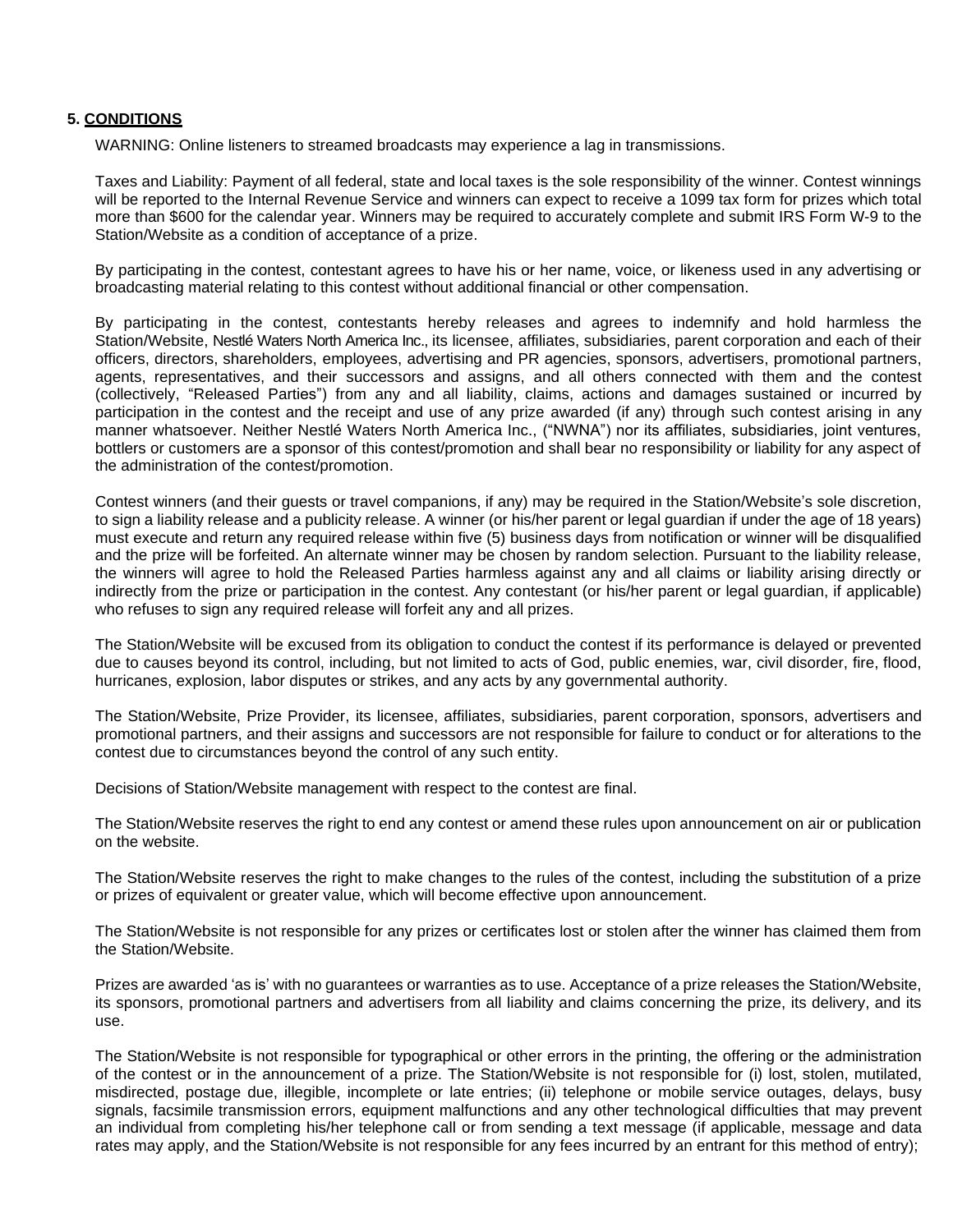## 5. CONDITIONS

WARNING: Online listeners to streamed broadcasts may experience a lag in transmissions.

Taxes and Liability: Payment of all federal, state and local taxes is the sole responsibility of the winner. Contest winnings will be reported to the Internal Revenue Service and winners can expect to receive a 1099 tax form for prizes which total more than $600 for the calendar year. Winners may be required to accurately complete and submit IRS Form W-9 to the Station/Website as a condition of acceptance of a prize.

By participating in the contest, contestant agrees to have his or her name, voice, or likeness used in any advertising or broadcasting material relating to this contest without additional financial or other compensation.

By participating in the contest, contestants hereby releases and agrees to indemnify and hold harmless the Station/Website, Nestlé Waters North America Inc., its licensee, affiliates, subsidiaries, parent corporation and each of their officers, directors, shareholders, employees, advertising and PR agencies, sponsors, advertisers, promotional partners, agents, representatives, and their successors and assigns, and all others connected with them and the contest (collectively, "Released Parties") from any and all liability, claims, actions and damages sustained or incurred by participation in the contest and the receipt and use of any prize awarded (if any) through such contest arising in any manner whatsoever. Neither Nestlé Waters North America Inc., ("NWNA") nor its affiliates, subsidiaries, joint ventures, bottlers or customers are a sponsor of this contest/promotion and shall bear no responsibility or liability for any aspect of the administration of the contest/promotion.

Contest winners (and their guests or travel companions, if any) may be required in the Station/Website's sole discretion, to sign a liability release and a publicity release. A winner (or his/her parent or legal guardian if under the age of 18 years) must execute and return any required release within five (5) business days from notification or winner will be disqualified and the prize will be forfeited. An alternate winner may be chosen by random selection. Pursuant to the liability release, the winners will agree to hold the Released Parties harmless against any and all claims or liability arising directly or indirectly from the prize or participation in the contest. Any contestant (or his/her parent or legal guardian, if applicable) who refuses to sign any required release will forfeit any and all prizes.

The Station/Website will be excused from its obligation to conduct the contest if its performance is delayed or prevented due to causes beyond its control, including, but not limited to acts of God, public enemies, war, civil disorder, fire, flood, hurricanes, explosion, labor disputes or strikes, and any acts by any governmental authority.

The Station/Website, Prize Provider, its licensee, affiliates, subsidiaries, parent corporation, sponsors, advertisers and promotional partners, and their assigns and successors are not responsible for failure to conduct or for alterations to the contest due to circumstances beyond the control of any such entity.

Decisions of Station/Website management with respect to the contest are final.

The Station/Website reserves the right to end any contest or amend these rules upon announcement on air or publication on the website.

The Station/Website reserves the right to make changes to the rules of the contest, including the substitution of a prize or prizes of equivalent or greater value, which will become effective upon announcement.

The Station/Website is not responsible for any prizes or certificates lost or stolen after the winner has claimed them from the Station/Website.

Prizes are awarded 'as is' with no guarantees or warranties as to use. Acceptance of a prize releases the Station/Website, its sponsors, promotional partners and advertisers from all liability and claims concerning the prize, its delivery, and its use.

The Station/Website is not responsible for typographical or other errors in the printing, the offering or the administration of the contest or in the announcement of a prize. The Station/Website is not responsible for (i) lost, stolen, mutilated, misdirected, postage due, illegible, incomplete or late entries; (ii) telephone or mobile service outages, delays, busy signals, facsimile transmission errors, equipment malfunctions and any other technological difficulties that may prevent an individual from completing his/her telephone call or from sending a text message (if applicable, message and data rates may apply, and the Station/Website is not responsible for any fees incurred by an entrant for this method of entry);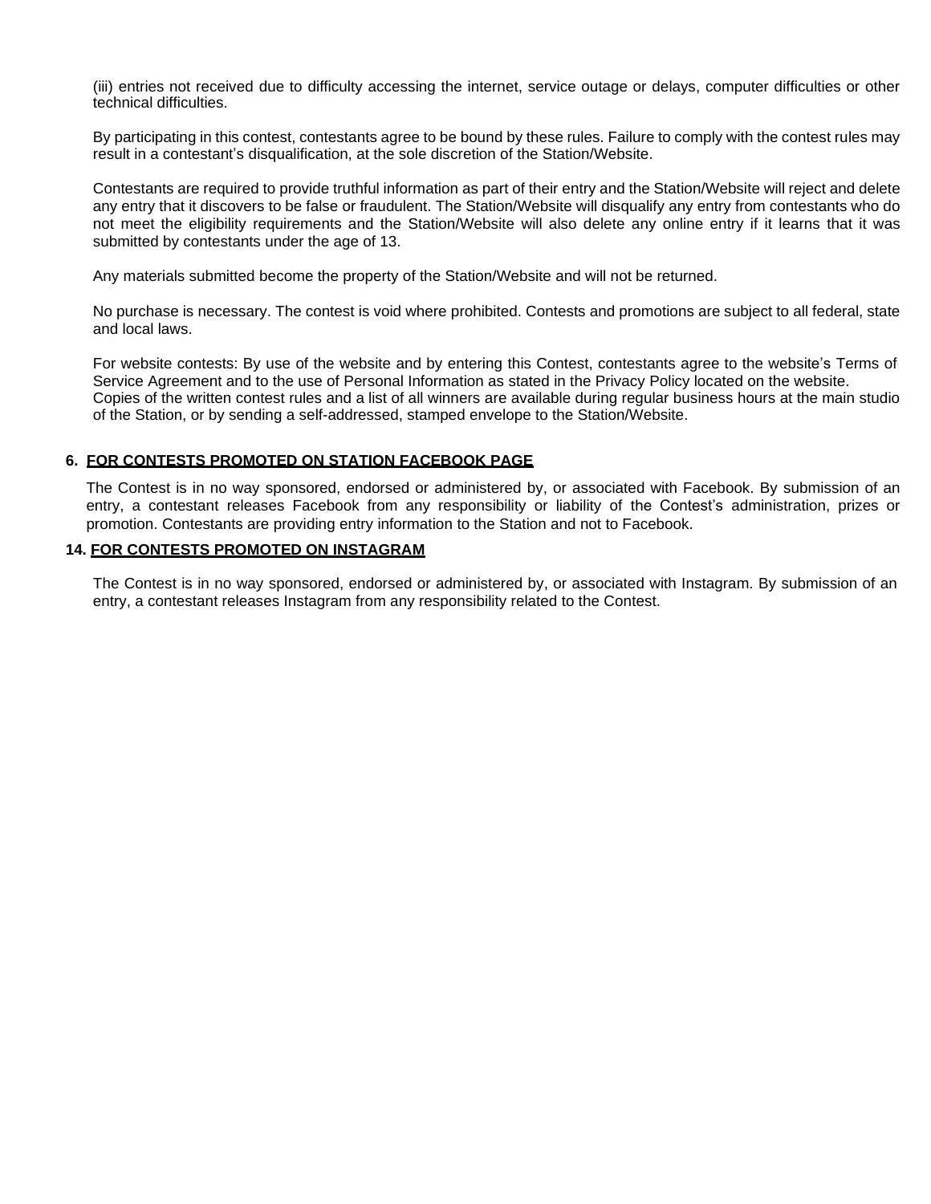(iii) entries not received due to difficulty accessing the internet, service outage or delays, computer difficulties or other technical difficulties.

By participating in this contest, contestants agree to be bound by these rules. Failure to comply with the contest rules may result in a contestant's disqualification, at the sole discretion of the Station/Website.

Contestants are required to provide truthful information as part of their entry and the Station/Website will reject and delete any entry that it discovers to be false or fraudulent. The Station/Website will disqualify any entry from contestants who do not meet the eligibility requirements and the Station/Website will also delete any online entry if it learns that it was submitted by contestants under the age of 13.

Any materials submitted become the property of the Station/Website and will not be returned.

No purchase is necessary. The contest is void where prohibited. Contests and promotions are subject to all federal, state and local laws.

For website contests: By use of the website and by entering this Contest, contestants agree to the website's Terms of Service Agreement and to the use of Personal Information as stated in the Privacy Policy located on the website.
Copies of the written contest rules and a list of all winners are available during regular business hours at the main studio of the Station, or by sending a self-addressed, stamped envelope to the Station/Website.

## 6. FOR CONTESTS PROMOTED ON STATION FACEBOOK PAGE

The Contest is in no way sponsored, endorsed or administered by, or associated with Facebook. By submission of an entry, a contestant releases Facebook from any responsibility or liability of the Contest's administration, prizes or promotion. Contestants are providing entry information to the Station and not to Facebook.

## 14. FOR CONTESTS PROMOTED ON INSTAGRAM

The Contest is in no way sponsored, endorsed or administered by, or associated with Instagram. By submission of an entry, a contestant releases Instagram from any responsibility related to the Contest.